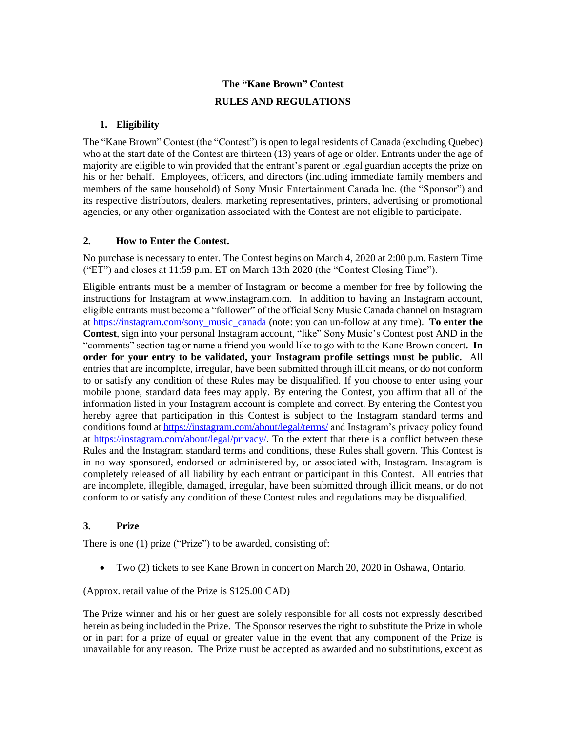# The "Kane Brown" Contest

## RULES AND REGULATIONS

### 1. Eligibility

The "Kane Brown" Contest (the "Contest") is open to legal residents of Canada (excluding Quebec) who at the start date of the Contest are thirteen (13) years of age or older. Entrants under the age of majority are eligible to win provided that the entrant's parent or legal guardian accepts the prize on his or her behalf. Employees, officers, and directors (including immediate family members and members of the same household) of Sony Music Entertainment Canada Inc. (the "Sponsor") and its respective distributors, dealers, marketing representatives, printers, advertising or promotional agencies, or any other organization associated with the Contest are not eligible to participate.

### 2. How to Enter the Contest.

No purchase is necessary to enter. The Contest begins on March 4, 2020 at 2:00 p.m. Eastern Time ("ET") and closes at 11:59 p.m. ET on March 13th 2020 (the "Contest Closing Time").

Eligible entrants must be a member of Instagram or become a member for free by following the instructions for Instagram at www.instagram.com. In addition to having an Instagram account, eligible entrants must become a "follower" of the official Sony Music Canada channel on Instagram at https://instagram.com/sony_music_canada (note: you can un-follow at any time). **To enter the Contest**, sign into your personal Instagram account, "like" Sony Music's Contest post AND in the "comments" section tag or name a friend you would like to go with to the Kane Brown concert**. In order for your entry to be validated, your Instagram profile settings must be public.** All entries that are incomplete, irregular, have been submitted through illicit means, or do not conform to or satisfy any condition of these Rules may be disqualified. If you choose to enter using your mobile phone, standard data fees may apply. By entering the Contest, you affirm that all of the information listed in your Instagram account is complete and correct. By entering the Contest you hereby agree that participation in this Contest is subject to the Instagram standard terms and conditions found at https://instagram.com/about/legal/terms/ and Instagram's privacy policy found at https://instagram.com/about/legal/privacy/. To the extent that there is a conflict between these Rules and the Instagram standard terms and conditions, these Rules shall govern. This Contest is in no way sponsored, endorsed or administered by, or associated with, Instagram. Instagram is completely released of all liability by each entrant or participant in this Contest. All entries that are incomplete, illegible, damaged, irregular, have been submitted through illicit means, or do not conform to or satisfy any condition of these Contest rules and regulations may be disqualified.

### 3. Prize

There is one (1) prize ("Prize") to be awarded, consisting of:

- Two (2) tickets to see Kane Brown in concert on March 20, 2020 in Oshawa, Ontario.

(Approx. retail value of the Prize is $125.00 CAD)

The Prize winner and his or her guest are solely responsible for all costs not expressly described herein as being included in the Prize. The Sponsor reserves the right to substitute the Prize in whole or in part for a prize of equal or greater value in the event that any component of the Prize is unavailable for any reason. The Prize must be accepted as awarded and no substitutions, except as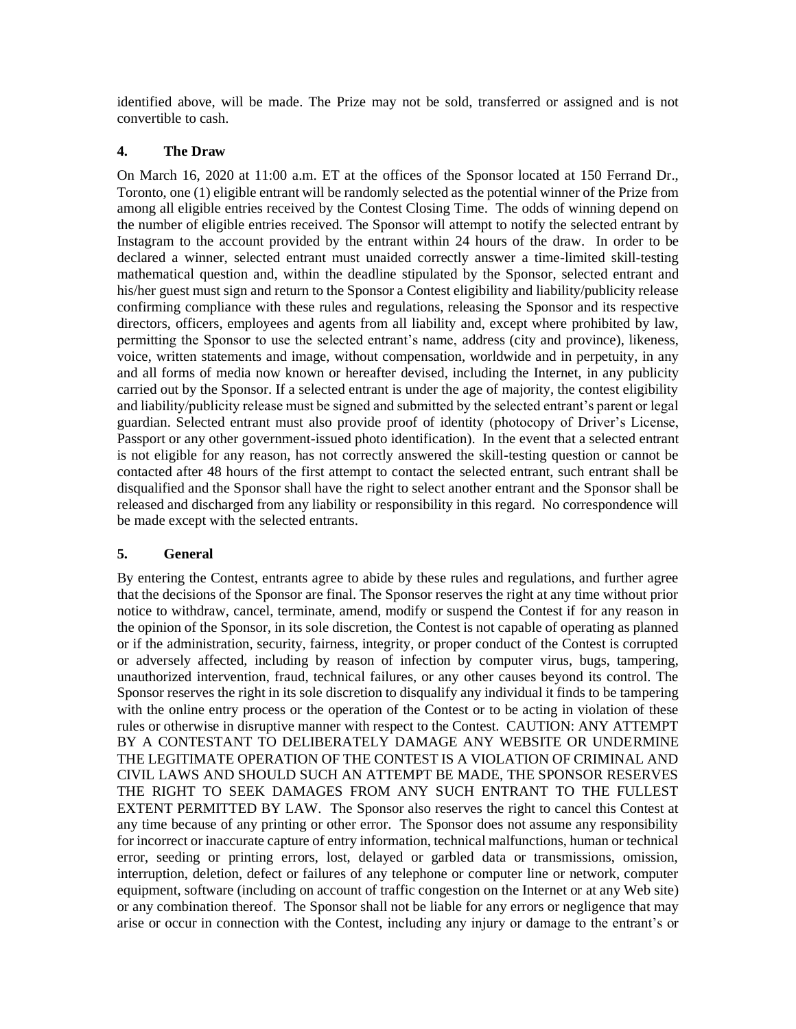identified above, will be made. The Prize may not be sold, transferred or assigned and is not convertible to cash.

### 4. The Draw

On March 16, 2020 at 11:00 a.m. ET at the offices of the Sponsor located at 150 Ferrand Dr., Toronto, one (1) eligible entrant will be randomly selected as the potential winner of the Prize from among all eligible entries received by the Contest Closing Time. The odds of winning depend on the number of eligible entries received. The Sponsor will attempt to notify the selected entrant by Instagram to the account provided by the entrant within 24 hours of the draw. In order to be declared a winner, selected entrant must unaided correctly answer a time-limited skill-testing mathematical question and, within the deadline stipulated by the Sponsor, selected entrant and his/her guest must sign and return to the Sponsor a Contest eligibility and liability/publicity release confirming compliance with these rules and regulations, releasing the Sponsor and its respective directors, officers, employees and agents from all liability and, except where prohibited by law, permitting the Sponsor to use the selected entrant's name, address (city and province), likeness, voice, written statements and image, without compensation, worldwide and in perpetuity, in any and all forms of media now known or hereafter devised, including the Internet, in any publicity carried out by the Sponsor. If a selected entrant is under the age of majority, the contest eligibility and liability/publicity release must be signed and submitted by the selected entrant's parent or legal guardian. Selected entrant must also provide proof of identity (photocopy of Driver's License, Passport or any other government-issued photo identification). In the event that a selected entrant is not eligible for any reason, has not correctly answered the skill-testing question or cannot be contacted after 48 hours of the first attempt to contact the selected entrant, such entrant shall be disqualified and the Sponsor shall have the right to select another entrant and the Sponsor shall be released and discharged from any liability or responsibility in this regard. No correspondence will be made except with the selected entrants.

### 5. General

By entering the Contest, entrants agree to abide by these rules and regulations, and further agree that the decisions of the Sponsor are final. The Sponsor reserves the right at any time without prior notice to withdraw, cancel, terminate, amend, modify or suspend the Contest if for any reason in the opinion of the Sponsor, in its sole discretion, the Contest is not capable of operating as planned or if the administration, security, fairness, integrity, or proper conduct of the Contest is corrupted or adversely affected, including by reason of infection by computer virus, bugs, tampering, unauthorized intervention, fraud, technical failures, or any other causes beyond its control. The Sponsor reserves the right in its sole discretion to disqualify any individual it finds to be tampering with the online entry process or the operation of the Contest or to be acting in violation of these rules or otherwise in disruptive manner with respect to the Contest. CAUTION: ANY ATTEMPT BY A CONTESTANT TO DELIBERATELY DAMAGE ANY WEBSITE OR UNDERMINE THE LEGITIMATE OPERATION OF THE CONTEST IS A VIOLATION OF CRIMINAL AND CIVIL LAWS AND SHOULD SUCH AN ATTEMPT BE MADE, THE SPONSOR RESERVES THE RIGHT TO SEEK DAMAGES FROM ANY SUCH ENTRANT TO THE FULLEST EXTENT PERMITTED BY LAW. The Sponsor also reserves the right to cancel this Contest at any time because of any printing or other error. The Sponsor does not assume any responsibility for incorrect or inaccurate capture of entry information, technical malfunctions, human or technical error, seeding or printing errors, lost, delayed or garbled data or transmissions, omission, interruption, deletion, defect or failures of any telephone or computer line or network, computer equipment, software (including on account of traffic congestion on the Internet or at any Web site) or any combination thereof. The Sponsor shall not be liable for any errors or negligence that may arise or occur in connection with the Contest, including any injury or damage to the entrant's or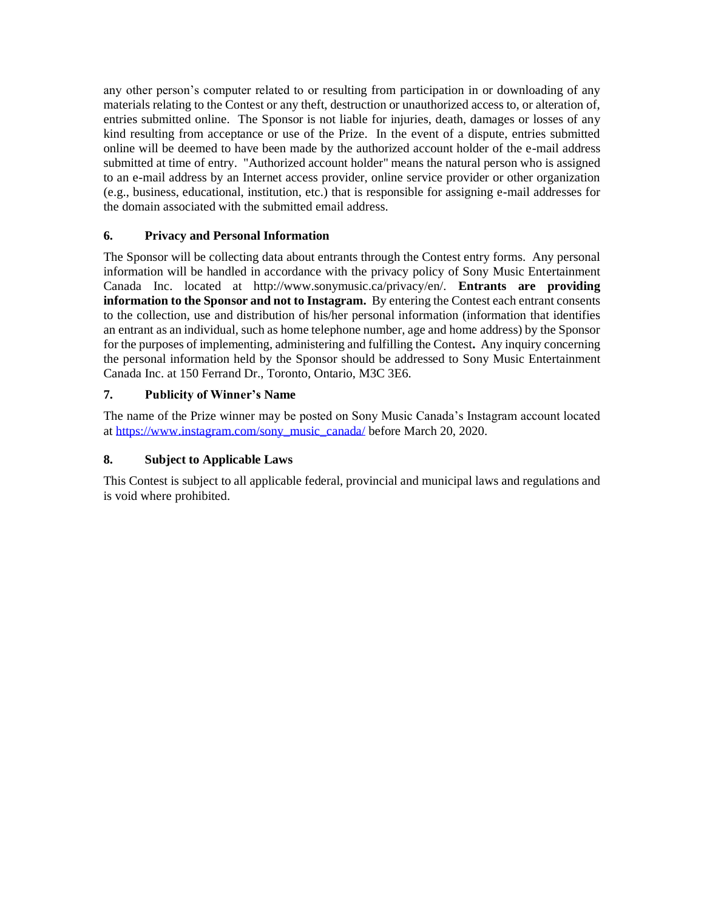any other person's computer related to or resulting from participation in or downloading of any materials relating to the Contest or any theft, destruction or unauthorized access to, or alteration of, entries submitted online. The Sponsor is not liable for injuries, death, damages or losses of any kind resulting from acceptance or use of the Prize. In the event of a dispute, entries submitted online will be deemed to have been made by the authorized account holder of the e-mail address submitted at time of entry. "Authorized account holder" means the natural person who is assigned to an e-mail address by an Internet access provider, online service provider or other organization (e.g., business, educational, institution, etc.) that is responsible for assigning e-mail addresses for the domain associated with the submitted email address.

## 6. Privacy and Personal Information

The Sponsor will be collecting data about entrants through the Contest entry forms. Any personal information will be handled in accordance with the privacy policy of Sony Music Entertainment Canada Inc. located at http://www.sonymusic.ca/privacy/en/. **Entrants are providing information to the Sponsor and not to Instagram.** By entering the Contest each entrant consents to the collection, use and distribution of his/her personal information (information that identifies an entrant as an individual, such as home telephone number, age and home address) by the Sponsor for the purposes of implementing, administering and fulfilling the Contest**.** Any inquiry concerning the personal information held by the Sponsor should be addressed to Sony Music Entertainment Canada Inc. at 150 Ferrand Dr., Toronto, Ontario, M3C 3E6.

## 7. Publicity of Winner's Name

The name of the Prize winner may be posted on Sony Music Canada's Instagram account located at https://www.instagram.com/sony_music_canada/ before March 20, 2020.

## 8. Subject to Applicable Laws

This Contest is subject to all applicable federal, provincial and municipal laws and regulations and is void where prohibited.